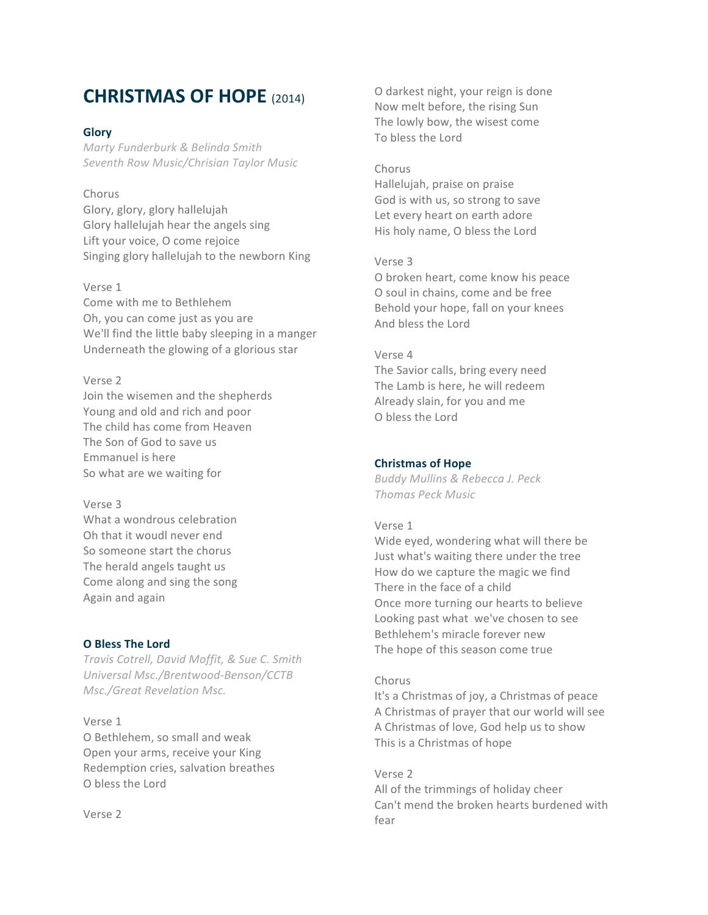# CHRISTMAS OF HOPE (2014)

### Glory

*Marty Funderburk & Belinda Smith*
*Seventh Row Music/Chrisian Taylor Music*

Chorus
Glory, glory, glory hallelujah
Glory hallelujah hear the angels sing
Lift your voice, O come rejoice
Singing glory hallelujah to the newborn King

Verse 1
Come with me to Bethlehem
Oh, you can come just as you are
We'll find the little baby sleeping in a manger
Underneath the glowing of a glorious star

Verse 2
Join the wisemen and the shepherds
Young and old and rich and poor
The child has come from Heaven
The Son of God to save us
Emmanuel is here
So what are we waiting for

Verse 3
What a wondrous celebration
Oh that it woudl never end
So someone start the chorus
The herald angels taught us
Come along and sing the song
Again and again

### O Bless The Lord

*Travis Cotrell, David Moffit, & Sue C. Smith*
*Universal Msc./Brentwood-Benson/CCTB Msc./Great Revelation Msc.*

Verse 1
O Bethlehem, so small and weak
Open your arms, receive your King
Redemption cries, salvation breathes
O bless the Lord

Verse 2
O darkest night, your reign is done
Now melt before, the rising Sun
The lowly bow, the wisest come
To bless the Lord

Chorus
Hallelujah, praise on praise
God is with us, so strong to save
Let every heart on earth adore
His holy name, O bless the Lord

Verse 3
O broken heart, come know his peace
O soul in chains, come and be free
Behold your hope, fall on your knees
And bless the Lord

Verse 4
The Savior calls, bring every need
The Lamb is here, he will redeem
Already slain, for you and me
O bless the Lord

### Christmas of Hope

*Buddy Mullins & Rebecca J. Peck*
*Thomas Peck Music*

Verse 1
Wide eyed, wondering what will there be
Just what's waiting there under the tree
How do we capture the magic we find
There in the face of a child
Once more turning our hearts to believe
Looking past what we've chosen to see
Bethlehem's miracle forever new
The hope of this season come true

Chorus
It's a Christmas of joy, a Christmas of peace
A Christmas of prayer that our world will see
A Christmas of love, God help us to show
This is a Christmas of hope

Verse 2
All of the trimmings of holiday cheer
Can't mend the broken hearts burdened with fear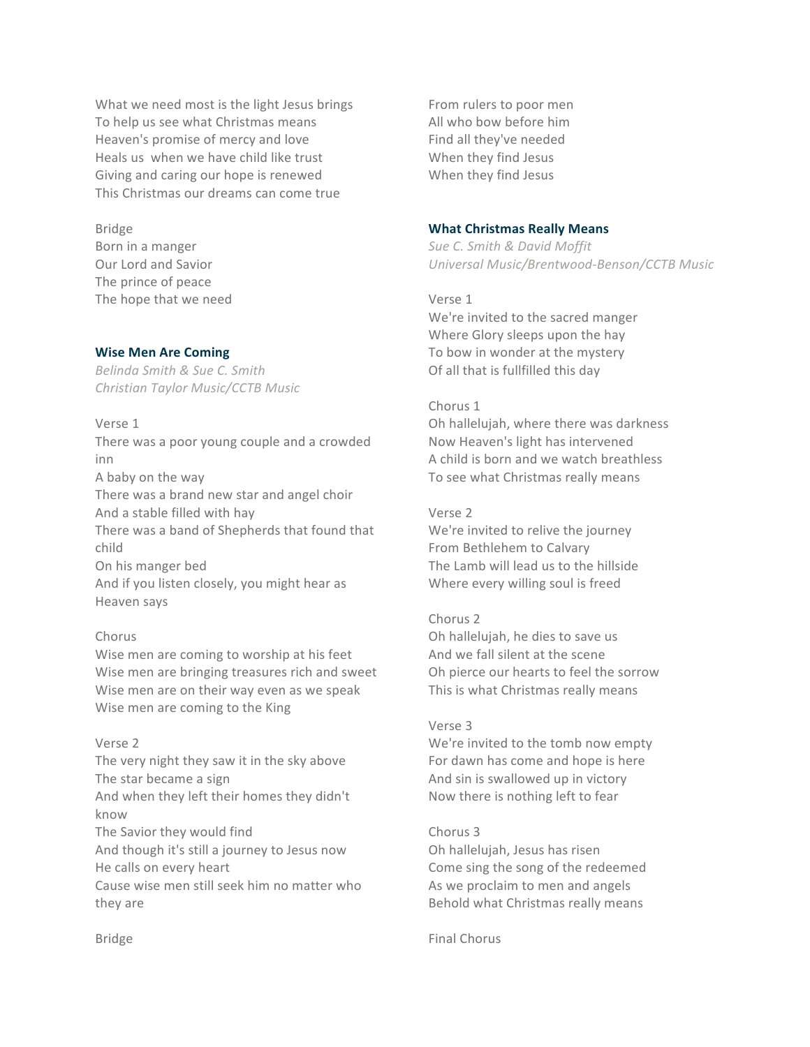What we need most is the light Jesus brings
To help us see what Christmas means
Heaven's promise of mercy and love
Heals us  when we have child like trust
Giving and caring our hope is renewed
This Christmas our dreams can come true

Bridge
Born in a manger
Our Lord and Savior
The prince of peace
The hope that we need

### Wise Men Are Coming

*Belinda Smith & Sue C. Smith*
*Christian Taylor Music/CCTB Music*

Verse 1
There was a poor young couple and a crowded inn
A baby on the way
There was a brand new star and angel choir
And a stable filled with hay
There was a band of Shepherds that found that child
On his manger bed
And if you listen closely, you might hear as Heaven says

Chorus
Wise men are coming to worship at his feet
Wise men are bringing treasures rich and sweet
Wise men are on their way even as we speak
Wise men are coming to the King

Verse 2
The very night they saw it in the sky above
The star became a sign
And when they left their homes they didn't know
The Savior they would find
And though it's still a journey to Jesus now
He calls on every heart
Cause wise men still seek him no matter who they are

Bridge
From rulers to poor men
All who bow before him
Find all they've needed
When they find Jesus
When they find Jesus

### What Christmas Really Means

*Sue C. Smith & David Moffit*
*Universal Music/Brentwood-Benson/CCTB Music*

Verse 1
We're invited to the sacred manger
Where Glory sleeps upon the hay
To bow in wonder at the mystery
Of all that is fullfilled this day

Chorus 1
Oh hallelujah, where there was darkness
Now Heaven's light has intervened
A child is born and we watch breathless
To see what Christmas really means

Verse 2
We're invited to relive the journey
From Bethlehem to Calvary
The Lamb will lead us to the hillside
Where every willing soul is freed

Chorus 2
Oh hallelujah, he dies to save us
And we fall silent at the scene
Oh pierce our hearts to feel the sorrow
This is what Christmas really means

Verse 3
We're invited to the tomb now empty
For dawn has come and hope is here
And sin is swallowed up in victory
Now there is nothing left to fear

Chorus 3
Oh hallelujah, Jesus has risen
Come sing the song of the redeemed
As we proclaim to men and angels
Behold what Christmas really means

Final Chorus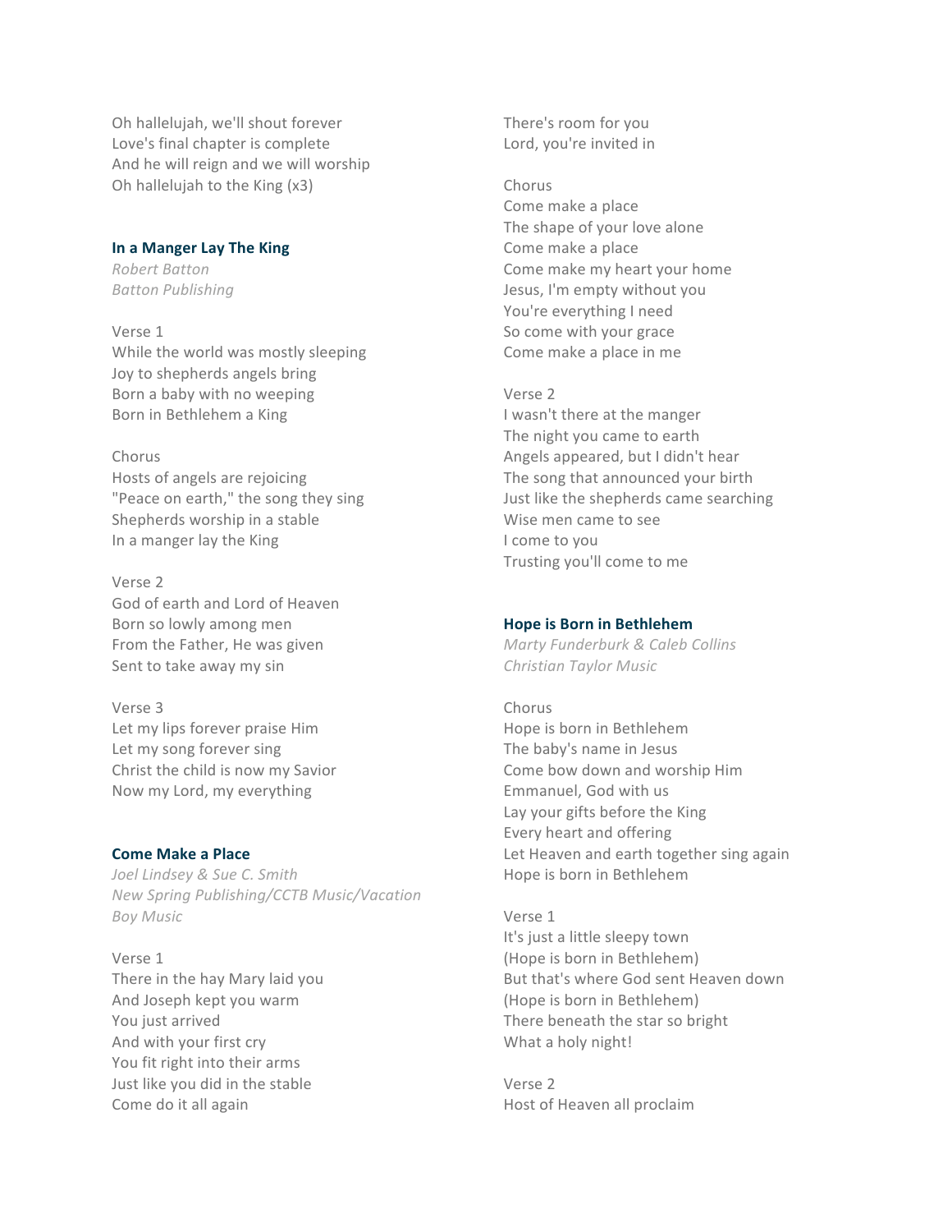Oh hallelujah, we'll shout forever
Love's final chapter is complete
And he will reign and we will worship
Oh hallelujah to the King (x3)

### In a Manger Lay The King

*Robert Batton*
*Batton Publishing*

Verse 1
While the world was mostly sleeping
Joy to shepherds angels bring
Born a baby with no weeping
Born in Bethlehem a King

Chorus
Hosts of angels are rejoicing
"Peace on earth," the song they sing
Shepherds worship in a stable
In a manger lay the King

Verse 2
God of earth and Lord of Heaven
Born so lowly among men
From the Father, He was given
Sent to take away my sin

Verse 3
Let my lips forever praise Him
Let my song forever sing
Christ the child is now my Savior
Now my Lord, my everything

### Come Make a Place

*Joel Lindsey & Sue C. Smith*
*New Spring Publishing/CCTB Music/Vacation Boy Music*

Verse 1
There in the hay Mary laid you
And Joseph kept you warm
You just arrived
And with your first cry
You fit right into their arms
Just like you did in the stable
Come do it all again
There's room for you
Lord, you're invited in

Chorus
Come make a place
The shape of your love alone
Come make a place
Come make my heart your home
Jesus, I'm empty without you
You're everything I need
So come with your grace
Come make a place in me

Verse 2
I wasn't there at the manger
The night you came to earth
Angels appeared, but I didn't hear
The song that announced your birth
Just like the shepherds came searching
Wise men came to see
I come to you
Trusting you'll come to me

### Hope is Born in Bethlehem

*Marty Funderburk & Caleb Collins*
*Christian Taylor Music*

Chorus
Hope is born in Bethlehem
The baby's name in Jesus
Come bow down and worship Him
Emmanuel, God with us
Lay your gifts before the King
Every heart and offering
Let Heaven and earth together sing again
Hope is born in Bethlehem

Verse 1
It's just a little sleepy town
(Hope is born in Bethlehem)
But that's where God sent Heaven down
(Hope is born in Bethlehem)
There beneath the star so bright
What a holy night!

Verse 2
Host of Heaven all proclaim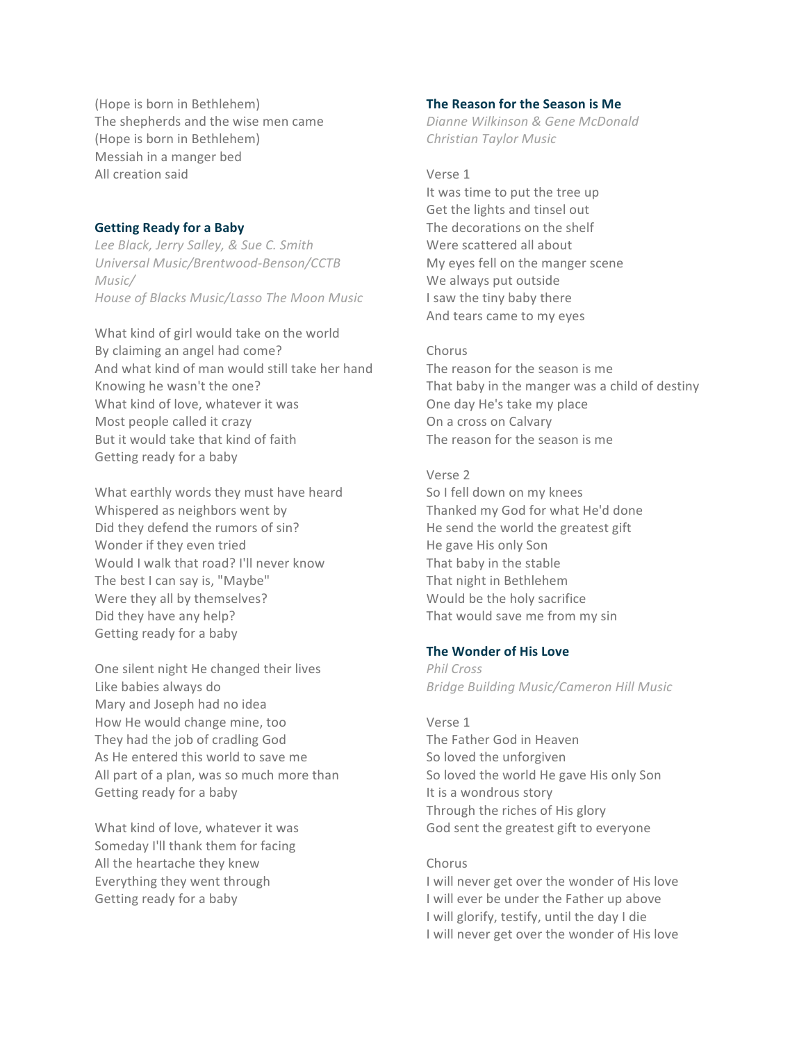(Hope is born in Bethlehem)
The shepherds and the wise men came
(Hope is born in Bethlehem)
Messiah in a manger bed
All creation said

### Getting Ready for a Baby

*Lee Black, Jerry Salley, & Sue C. Smith*
*Universal Music/Brentwood-Benson/CCTB Music/*
*House of Blacks Music/Lasso The Moon Music*

What kind of girl would take on the world
By claiming an angel had come?
And what kind of man would still take her hand
Knowing he wasn't the one?
What kind of love, whatever it was
Most people called it crazy
But it would take that kind of faith
Getting ready for a baby

What earthly words they must have heard
Whispered as neighbors went by
Did they defend the rumors of sin?
Wonder if they even tried
Would I walk that road? I'll never know
The best I can say is, "Maybe"
Were they all by themselves?
Did they have any help?
Getting ready for a baby

One silent night He changed their lives
Like babies always do
Mary and Joseph had no idea
How He would change mine, too
They had the job of cradling God
As He entered this world to save me
All part of a plan, was so much more than
Getting ready for a baby

What kind of love, whatever it was
Someday I'll thank them for facing
All the heartache they knew
Everything they went through
Getting ready for a baby

### The Reason for the Season is Me

*Dianne Wilkinson & Gene McDonald*
*Christian Taylor Music*

Verse 1
It was time to put the tree up
Get the lights and tinsel out
The decorations on the shelf
Were scattered all about
My eyes fell on the manger scene
We always put outside
I saw the tiny baby there
And tears came to my eyes

Chorus
The reason for the season is me
That baby in the manger was a child of destiny
One day He's take my place
On a cross on Calvary
The reason for the season is me

Verse 2
So I fell down on my knees
Thanked my God for what He'd done
He send the world the greatest gift
He gave His only Son
That baby in the stable
That night in Bethlehem
Would be the holy sacrifice
That would save me from my sin

### The Wonder of His Love

*Phil Cross*
*Bridge Building Music/Cameron Hill Music*

Verse 1
The Father God in Heaven
So loved the unforgiven
So loved the world He gave His only Son
It is a wondrous story
Through the riches of His glory
God sent the greatest gift to everyone

Chorus
I will never get over the wonder of His love
I will ever be under the Father up above
I will glorify, testify, until the day I die
I will never get over the wonder of His love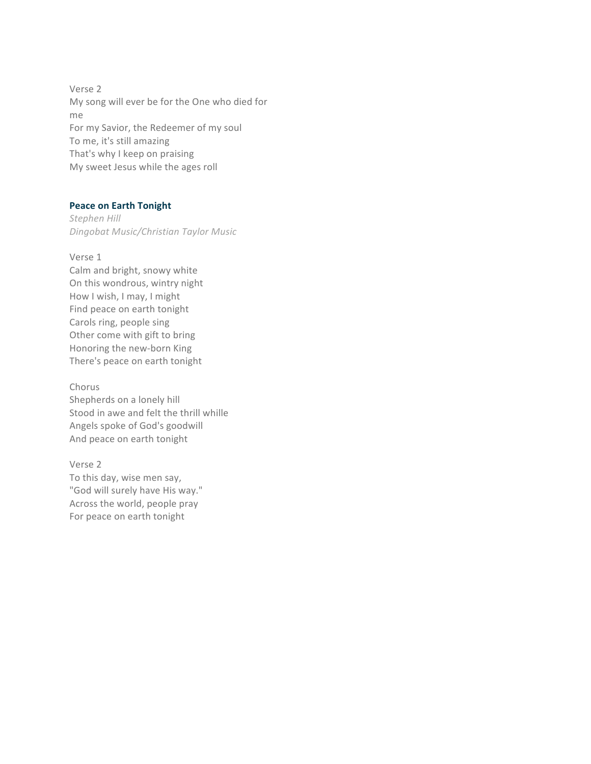Verse 2
My song will ever be for the One who died for me
For my Savior, the Redeemer of my soul
To me, it's still amazing
That's why I keep on praising
My sweet Jesus while the ages roll

### Peace on Earth Tonight

*Stephen Hill*
*Dingobat Music/Christian Taylor Music*

Verse 1
Calm and bright, snowy white
On this wondrous, wintry night
How I wish, I may, I might
Find peace on earth tonight
Carols ring, people sing
Other come with gift to bring
Honoring the new-born King
There's peace on earth tonight

Chorus
Shepherds on a lonely hill
Stood in awe and felt the thrill whille
Angels spoke of God's goodwill
And peace on earth tonight

Verse 2
To this day, wise men say,
"God will surely have His way."
Across the world, people pray
For peace on earth tonight